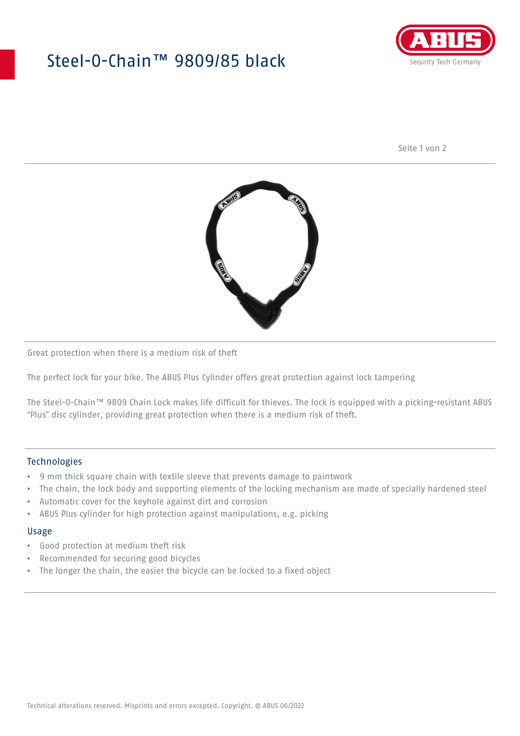# Steel-O-Chain™ 9809/85 black

Great protection when there is a medium risk of theft

The perfect lock for your bike. The ABUS Plus Cylinder offers great protection against lock tampering

The Steel-O-Chain™ 9809 Chain Lock makes life difficult for thieves. The lock is equipped with a picking-resistant ABUS "Plus" disc cylinder, providing great protection when there is a medium risk of theft.

## Technologies

- 9 mm thick square chain with textile sleeve that prevents damage to paintwork
- The chain, the lock body and supporting elements of the locking mechanism are made of specially hardened steel
- Automatic cover for the keyhole against dirt and corrosion
- ABUS Plus cylinder for high protection against manipulations, e.g. picking

## Usage

- Good protection at medium theft risk
- Recommended for securing good bicycles
- The longer the chain, the easier the bicycle can be locked to a fixed object

Technical alterations reserved. Misprints and errors excepted. Copyright. © ABUS 06/2022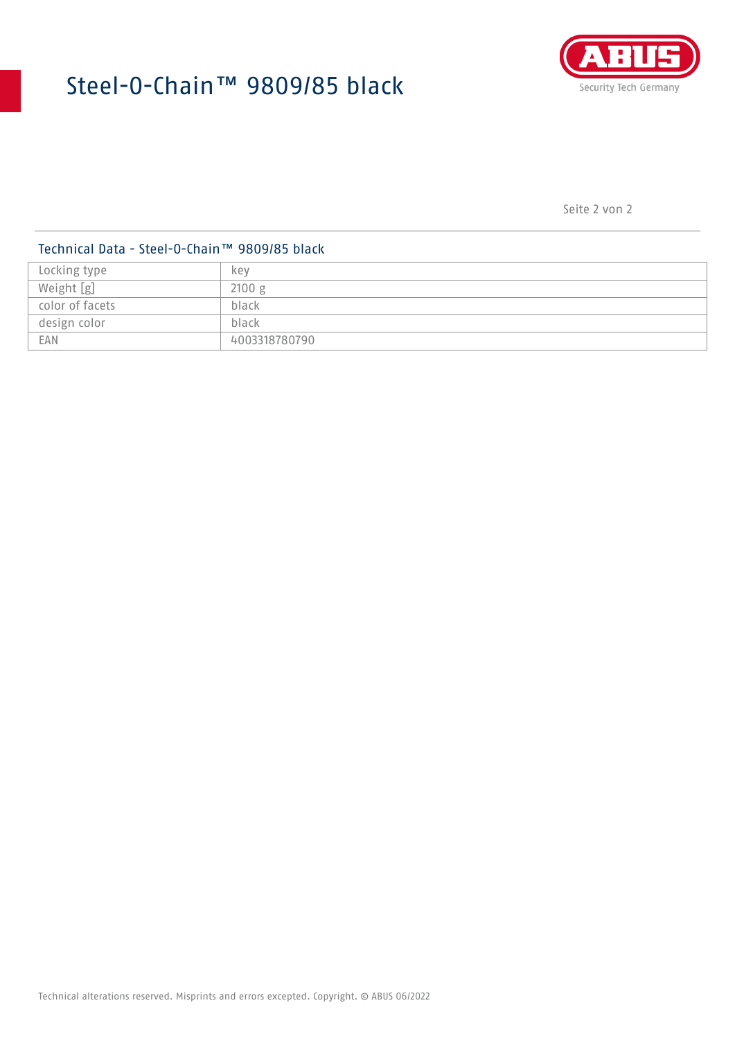# Steel-O-Chain™ 9809/85 black

## Technical Data - Steel-O-Chain™ 9809/85 black

| | |
|---|---|
| Locking type | key |
| Weight [g] | 2100 g |
| color of facets | black |
| design color | black |
| EAN | 4003318780790 |

Technical alterations reserved. Misprints and errors excepted. Copyright. © ABUS 06/2022